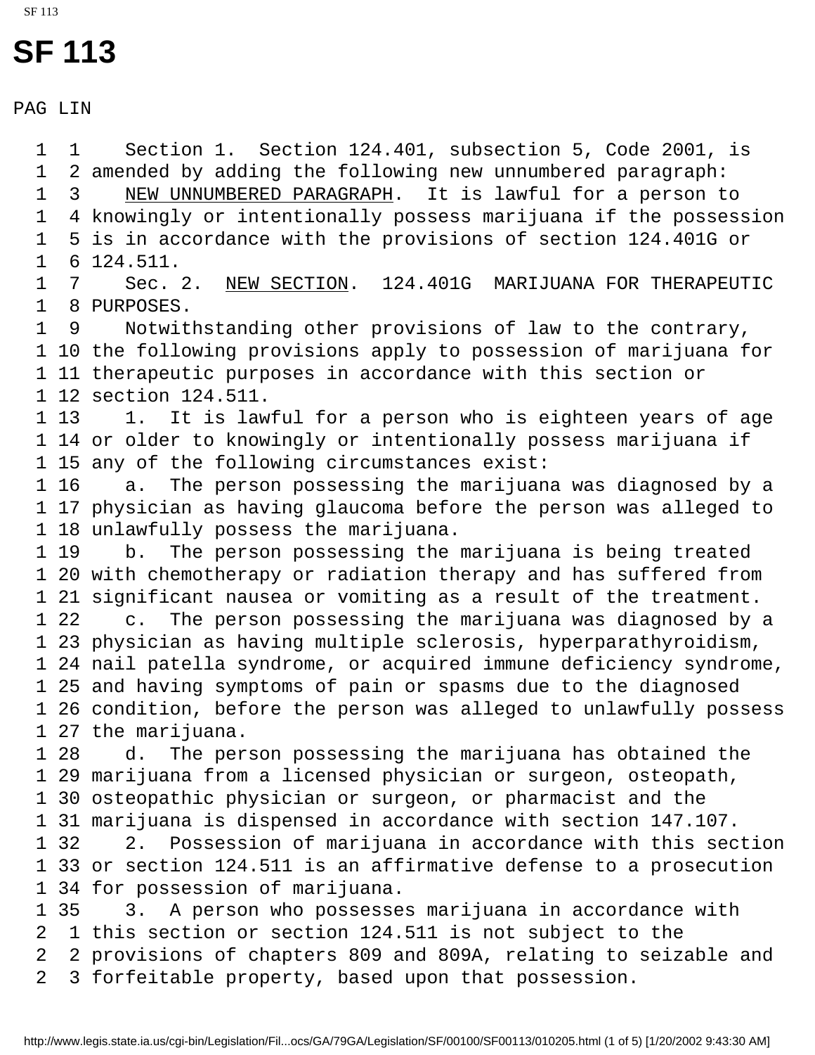# SF 113

PAG LIN

```
  1  1    Section 1.  Section 124.401, subsection 5, Code 2001, is
  1  2 amended by adding the following new unnumbered paragraph:
  1  3    NEW UNNUMBERED PARAGRAPH.  It is lawful for a person to
  1  4 knowingly or intentionally possess marijuana if the possession
  1  5 is in accordance with the provisions of section 124.401G or
  1  6 124.511.
  1  7    Sec. 2.  NEW SECTION.  124.401G  MARIJUANA FOR THERAPEUTIC
  1  8 PURPOSES.
  1  9    Notwithstanding other provisions of law to the contrary,
  1 10 the following provisions apply to possession of marijuana for
  1 11 therapeutic purposes in accordance with this section or
  1 12 section 124.511.
  1 13    1.  It is lawful for a person who is eighteen years of age
  1 14 or older to knowingly or intentionally possess marijuana if
  1 15 any of the following circumstances exist:
  1 16    a.  The person possessing the marijuana was diagnosed by a
  1 17 physician as having glaucoma before the person was alleged to
  1 18 unlawfully possess the marijuana.
  1 19    b.  The person possessing the marijuana is being treated
  1 20 with chemotherapy or radiation therapy and has suffered from
  1 21 significant nausea or vomiting as a result of the treatment.
  1 22    c.  The person possessing the marijuana was diagnosed by a
  1 23 physician as having multiple sclerosis, hyperparathyroidism,
  1 24 nail patella syndrome, or acquired immune deficiency syndrome,
  1 25 and having symptoms of pain or spasms due to the diagnosed
  1 26 condition, before the person was alleged to unlawfully possess
  1 27 the marijuana.
  1 28    d.  The person possessing the marijuana has obtained the
  1 29 marijuana from a licensed physician or surgeon, osteopath,
  1 30 osteopathic physician or surgeon, or pharmacist and the
  1 31 marijuana is dispensed in accordance with section 147.107.
  1 32    2.  Possession of marijuana in accordance with this section
  1 33 or section 124.511 is an affirmative defense to a prosecution
  1 34 for possession of marijuana.
  1 35    3.  A person who possesses marijuana in accordance with
  2  1 this section or section 124.511 is not subject to the
  2  2 provisions of chapters 809 and 809A, relating to seizable and
  2  3 forfeitable property, based upon that possession.
```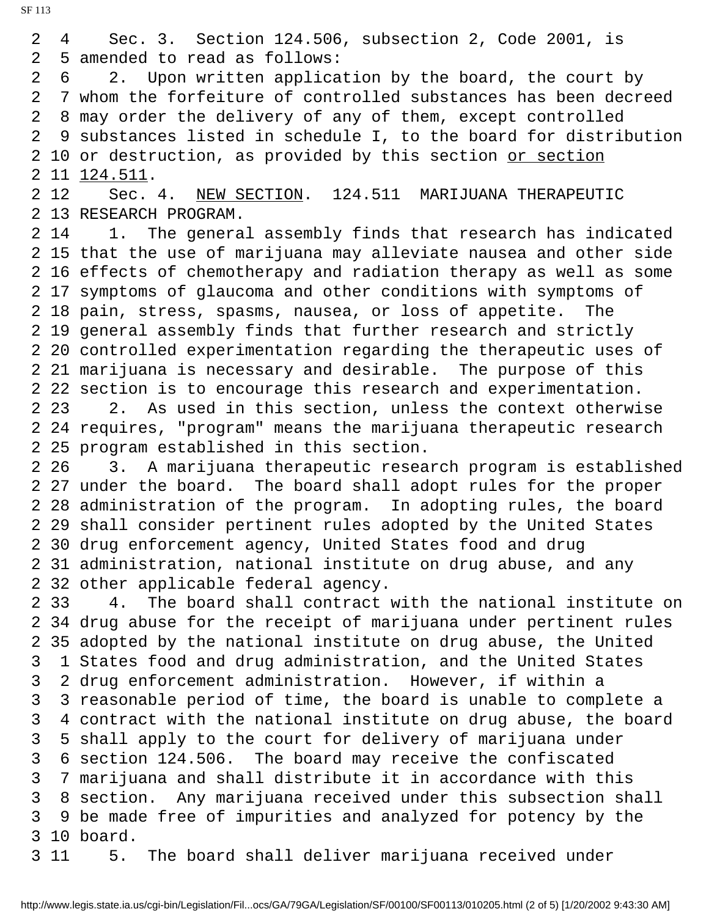2 4 Sec. 3. Section 124.506, subsection 2, Code 2001, is
2 5 amended to read as follows:
2 6 2. Upon written application by the board, the court by
2 7 whom the forfeiture of controlled substances has been decreed
2 8 may order the delivery of any of them, except controlled
2 9 substances listed in schedule I, to the board for distribution
2 10 or destruction, as provided by this section <u>or section</u>
2 11 <u>124.511</u>.
2 12 Sec. 4. <u>NEW SECTION</u>. 124.511 MARIJUANA THERAPEUTIC
2 13 RESEARCH PROGRAM.
2 14 1. The general assembly finds that research has indicated
2 15 that the use of marijuana may alleviate nausea and other side
2 16 effects of chemotherapy and radiation therapy as well as some
2 17 symptoms of glaucoma and other conditions with symptoms of
2 18 pain, stress, spasms, nausea, or loss of appetite. The
2 19 general assembly finds that further research and strictly
2 20 controlled experimentation regarding the therapeutic uses of
2 21 marijuana is necessary and desirable. The purpose of this
2 22 section is to encourage this research and experimentation.
2 23 2. As used in this section, unless the context otherwise
2 24 requires, "program" means the marijuana therapeutic research
2 25 program established in this section.
2 26 3. A marijuana therapeutic research program is established
2 27 under the board. The board shall adopt rules for the proper
2 28 administration of the program. In adopting rules, the board
2 29 shall consider pertinent rules adopted by the United States
2 30 drug enforcement agency, United States food and drug
2 31 administration, national institute on drug abuse, and any
2 32 other applicable federal agency.
2 33 4. The board shall contract with the national institute on
2 34 drug abuse for the receipt of marijuana under pertinent rules
2 35 adopted by the national institute on drug abuse, the United
3 1 States food and drug administration, and the United States
3 2 drug enforcement administration. However, if within a
3 3 reasonable period of time, the board is unable to complete a
3 4 contract with the national institute on drug abuse, the board
3 5 shall apply to the court for delivery of marijuana under
3 6 section 124.506. The board may receive the confiscated
3 7 marijuana and shall distribute it in accordance with this
3 8 section. Any marijuana received under this subsection shall
3 9 be made free of impurities and analyzed for potency by the
3 10 board.
3 11 5. The board shall deliver marijuana received under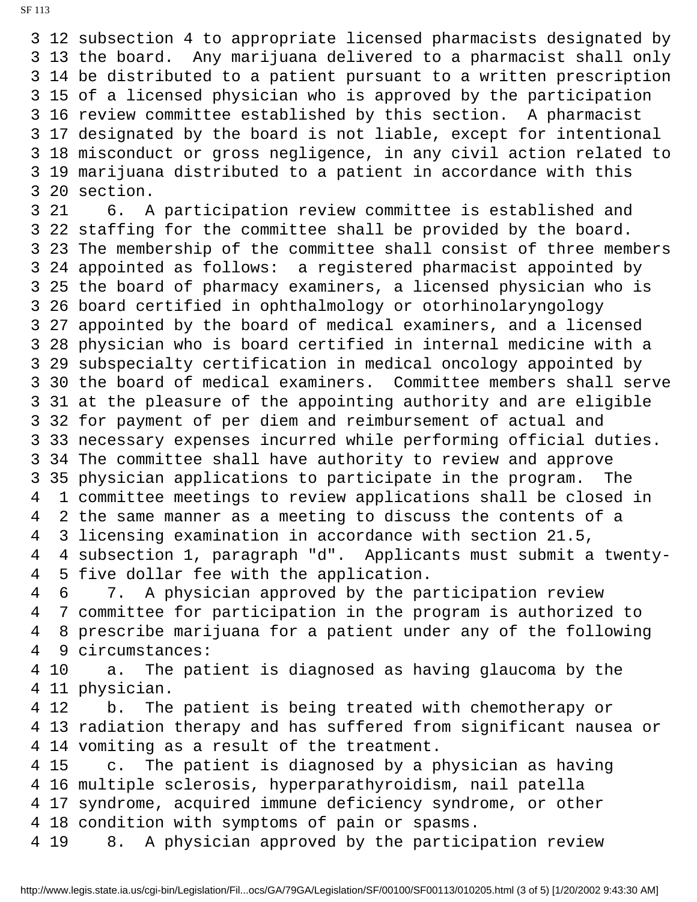3 12 subsection 4 to appropriate licensed pharmacists designated by
3 13 the board. Any marijuana delivered to a pharmacist shall only
3 14 be distributed to a patient pursuant to a written prescription
3 15 of a licensed physician who is approved by the participation
3 16 review committee established by this section. A pharmacist
3 17 designated by the board is not liable, except for intentional
3 18 misconduct or gross negligence, in any civil action related to
3 19 marijuana distributed to a patient in accordance with this
3 20 section.
3 21 6. A participation review committee is established and
3 22 staffing for the committee shall be provided by the board.
3 23 The membership of the committee shall consist of three members
3 24 appointed as follows: a registered pharmacist appointed by
3 25 the board of pharmacy examiners, a licensed physician who is
3 26 board certified in ophthalmology or otorhinolaryngology
3 27 appointed by the board of medical examiners, and a licensed
3 28 physician who is board certified in internal medicine with a
3 29 subspecialty certification in medical oncology appointed by
3 30 the board of medical examiners. Committee members shall serve
3 31 at the pleasure of the appointing authority and are eligible
3 32 for payment of per diem and reimbursement of actual and
3 33 necessary expenses incurred while performing official duties.
3 34 The committee shall have authority to review and approve
3 35 physician applications to participate in the program. The
4 1 committee meetings to review applications shall be closed in
4 2 the same manner as a meeting to discuss the contents of a
4 3 licensing examination in accordance with section 21.5,
4 4 subsection 1, paragraph "d". Applicants must submit a twenty-
4 5 five dollar fee with the application.
4 6 7. A physician approved by the participation review
4 7 committee for participation in the program is authorized to
4 8 prescribe marijuana for a patient under any of the following
4 9 circumstances:
4 10 a. The patient is diagnosed as having glaucoma by the
4 11 physician.
4 12 b. The patient is being treated with chemotherapy or
4 13 radiation therapy and has suffered from significant nausea or
4 14 vomiting as a result of the treatment.
4 15 c. The patient is diagnosed by a physician as having
4 16 multiple sclerosis, hyperparathyroidism, nail patella
4 17 syndrome, acquired immune deficiency syndrome, or other
4 18 condition with symptoms of pain or spasms.
4 19 8. A physician approved by the participation review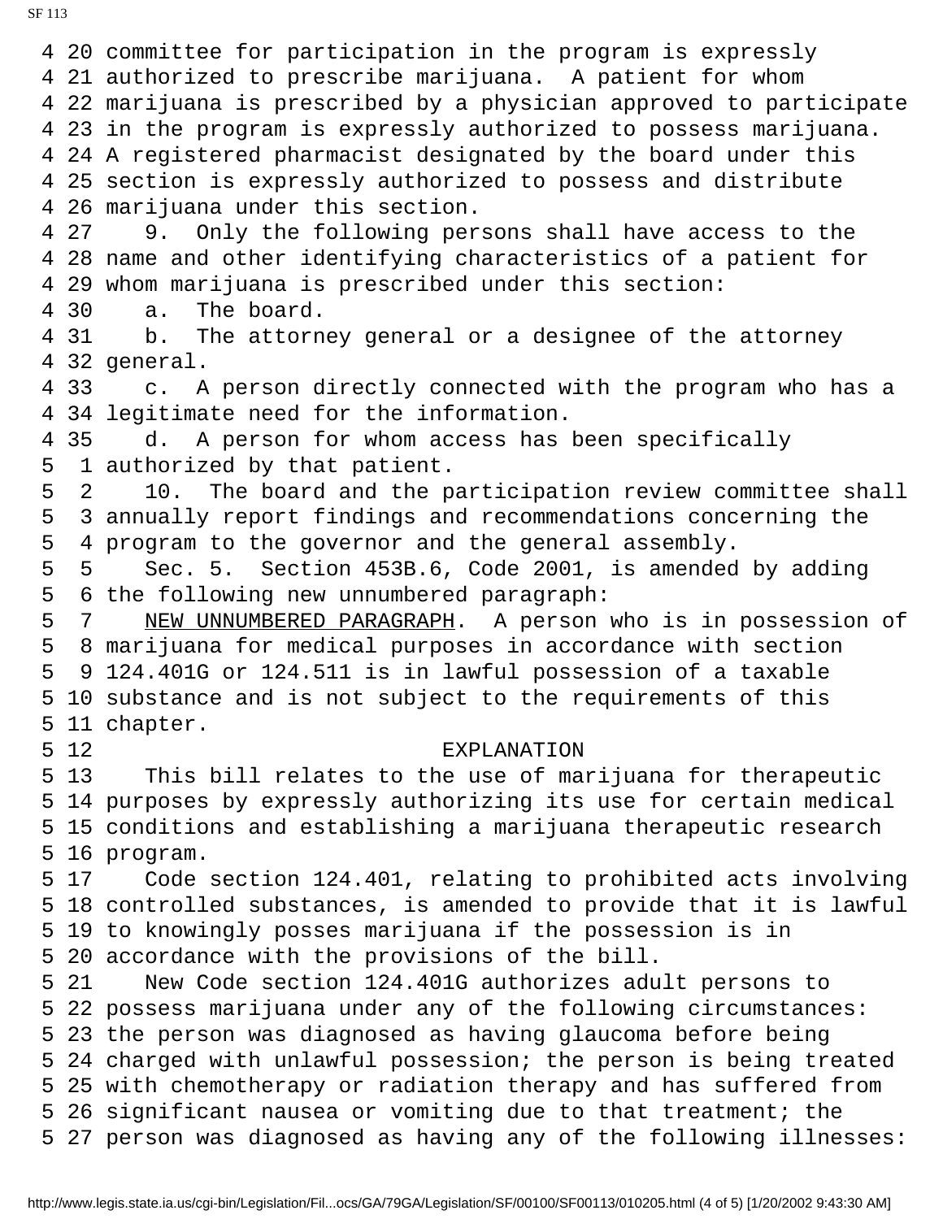4 20 committee for participation in the program is expressly
4 21 authorized to prescribe marijuana. A patient for whom
4 22 marijuana is prescribed by a physician approved to participate
4 23 in the program is expressly authorized to possess marijuana.
4 24 A registered pharmacist designated by the board under this
4 25 section is expressly authorized to possess and distribute
4 26 marijuana under this section.
4 27 9. Only the following persons shall have access to the
4 28 name and other identifying characteristics of a patient for
4 29 whom marijuana is prescribed under this section:
4 30 a. The board.
4 31 b. The attorney general or a designee of the attorney
4 32 general.
4 33 c. A person directly connected with the program who has a
4 34 legitimate need for the information.
4 35 d. A person for whom access has been specifically
5 1 authorized by that patient.
5 2 10. The board and the participation review committee shall
5 3 annually report findings and recommendations concerning the
5 4 program to the governor and the general assembly.
5 5 Sec. 5. Section 453B.6, Code 2001, is amended by adding
5 6 the following new unnumbered paragraph:
5 7 NEW UNNUMBERED PARAGRAPH. A person who is in possession of
5 8 marijuana for medical purposes in accordance with section
5 9 124.401G or 124.511 is in lawful possession of a taxable
5 10 substance and is not subject to the requirements of this
5 11 chapter.
5 12 EXPLANATION
5 13 This bill relates to the use of marijuana for therapeutic
5 14 purposes by expressly authorizing its use for certain medical
5 15 conditions and establishing a marijuana therapeutic research
5 16 program.
5 17 Code section 124.401, relating to prohibited acts involving
5 18 controlled substances, is amended to provide that it is lawful
5 19 to knowingly posses marijuana if the possession is in
5 20 accordance with the provisions of the bill.
5 21 New Code section 124.401G authorizes adult persons to
5 22 possess marijuana under any of the following circumstances:
5 23 the person was diagnosed as having glaucoma before being
5 24 charged with unlawful possession; the person is being treated
5 25 with chemotherapy or radiation therapy and has suffered from
5 26 significant nausea or vomiting due to that treatment; the
5 27 person was diagnosed as having any of the following illnesses: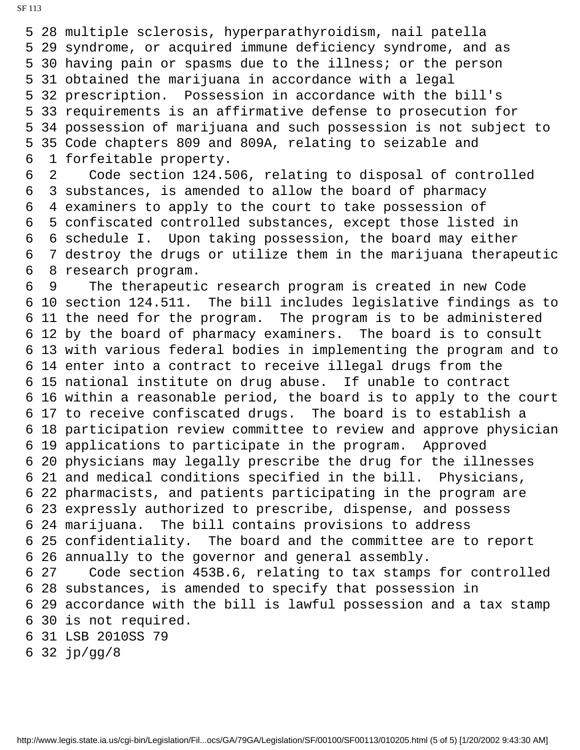5 28 multiple sclerosis, hyperparathyroidism, nail patella
5 29 syndrome, or acquired immune deficiency syndrome, and as
5 30 having pain or spasms due to the illness; or the person
5 31 obtained the marijuana in accordance with a legal
5 32 prescription. Possession in accordance with the bill's
5 33 requirements is an affirmative defense to prosecution for
5 34 possession of marijuana and such possession is not subject to
5 35 Code chapters 809 and 809A, relating to seizable and
6 1 forfeitable property.
6 2 Code section 124.506, relating to disposal of controlled
6 3 substances, is amended to allow the board of pharmacy
6 4 examiners to apply to the court to take possession of
6 5 confiscated controlled substances, except those listed in
6 6 schedule I. Upon taking possession, the board may either
6 7 destroy the drugs or utilize them in the marijuana therapeutic
6 8 research program.
6 9 The therapeutic research program is created in new Code
6 10 section 124.511. The bill includes legislative findings as to
6 11 the need for the program. The program is to be administered
6 12 by the board of pharmacy examiners. The board is to consult
6 13 with various federal bodies in implementing the program and to
6 14 enter into a contract to receive illegal drugs from the
6 15 national institute on drug abuse. If unable to contract
6 16 within a reasonable period, the board is to apply to the court
6 17 to receive confiscated drugs. The board is to establish a
6 18 participation review committee to review and approve physician
6 19 applications to participate in the program. Approved
6 20 physicians may legally prescribe the drug for the illnesses
6 21 and medical conditions specified in the bill. Physicians,
6 22 pharmacists, and patients participating in the program are
6 23 expressly authorized to prescribe, dispense, and possess
6 24 marijuana. The bill contains provisions to address
6 25 confidentiality. The board and the committee are to report
6 26 annually to the governor and general assembly.
6 27 Code section 453B.6, relating to tax stamps for controlled
6 28 substances, is amended to specify that possession in
6 29 accordance with the bill is lawful possession and a tax stamp
6 30 is not required.
6 31 LSB 2010SS 79
6 32 jp/gg/8